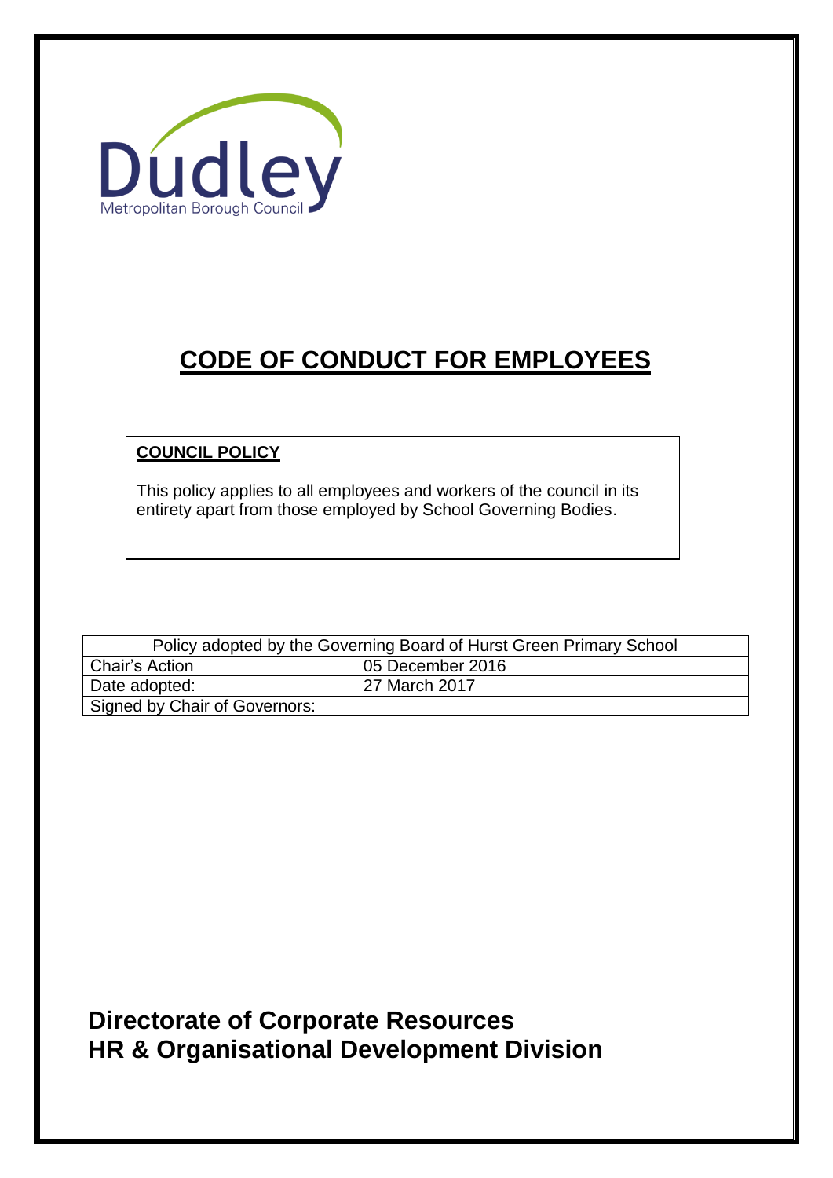Dudley

Metropolitan Borough Council

# CODE OF CONDUCT FOR EMPLOYEES

**COUNCIL POLICY**

This policy applies to all employees and workers of the council in its entirety apart from those employed by School Governing Bodies.

| Policy adopted by the Governing Board of Hurst Green Primary School | |
|---|---|
| Chair's Action | 05 December 2016 |
| Date adopted: | 27 March 2017 |
| Signed by Chair of Governors: | |

**Directorate of Corporate Resources**
**HR & Organisational Development Division**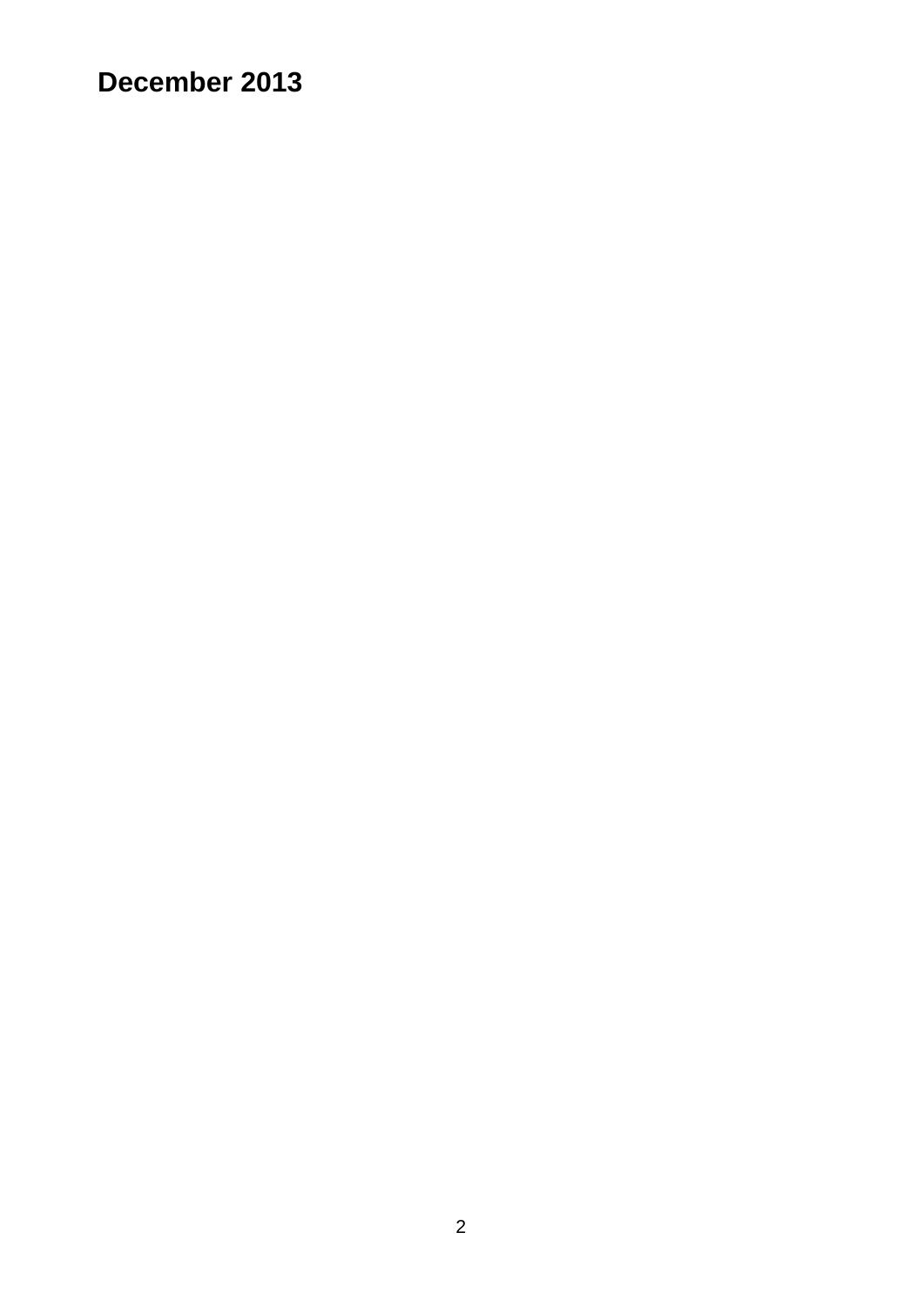**December 2013**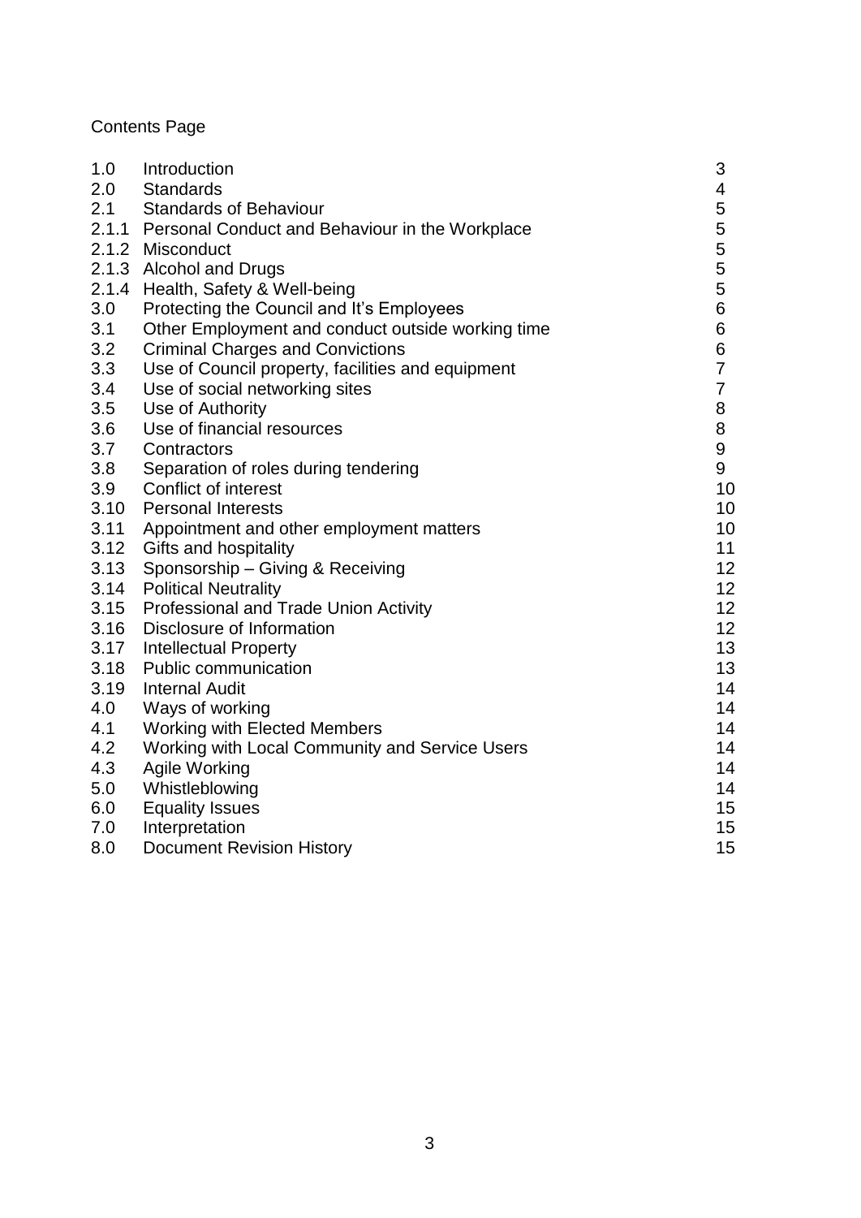Contents Page

| | | |
|---|---|---|
| 1.0 | Introduction | 3 |
| 2.0 | Standards | 4 |
| 2.1 | Standards of Behaviour | 5 |
| 2.1.1 | Personal Conduct and Behaviour in the Workplace | 5 |
| 2.1.2 | Misconduct | 5 |
| 2.1.3 | Alcohol and Drugs | 5 |
| 2.1.4 | Health, Safety & Well-being | 5 |
| 3.0 | Protecting the Council and It's Employees | 6 |
| 3.1 | Other Employment and conduct outside working time | 6 |
| 3.2 | Criminal Charges and Convictions | 6 |
| 3.3 | Use of Council property, facilities and equipment | 7 |
| 3.4 | Use of social networking sites | 7 |
| 3.5 | Use of Authority | 8 |
| 3.6 | Use of financial resources | 8 |
| 3.7 | Contractors | 9 |
| 3.8 | Separation of roles during tendering | 9 |
| 3.9 | Conflict of interest | 10 |
| 3.10 | Personal Interests | 10 |
| 3.11 | Appointment and other employment matters | 10 |
| 3.12 | Gifts and hospitality | 11 |
| 3.13 | Sponsorship – Giving & Receiving | 12 |
| 3.14 | Political Neutrality | 12 |
| 3.15 | Professional and Trade Union Activity | 12 |
| 3.16 | Disclosure of Information | 12 |
| 3.17 | Intellectual Property | 13 |
| 3.18 | Public communication | 13 |
| 3.19 | Internal Audit | 14 |
| 4.0 | Ways of working | 14 |
| 4.1 | Working with Elected Members | 14 |
| 4.2 | Working with Local Community and Service Users | 14 |
| 4.3 | Agile Working | 14 |
| 5.0 | Whistleblowing | 14 |
| 6.0 | Equality Issues | 15 |
| 7.0 | Interpretation | 15 |
| 8.0 | Document Revision History | 15 |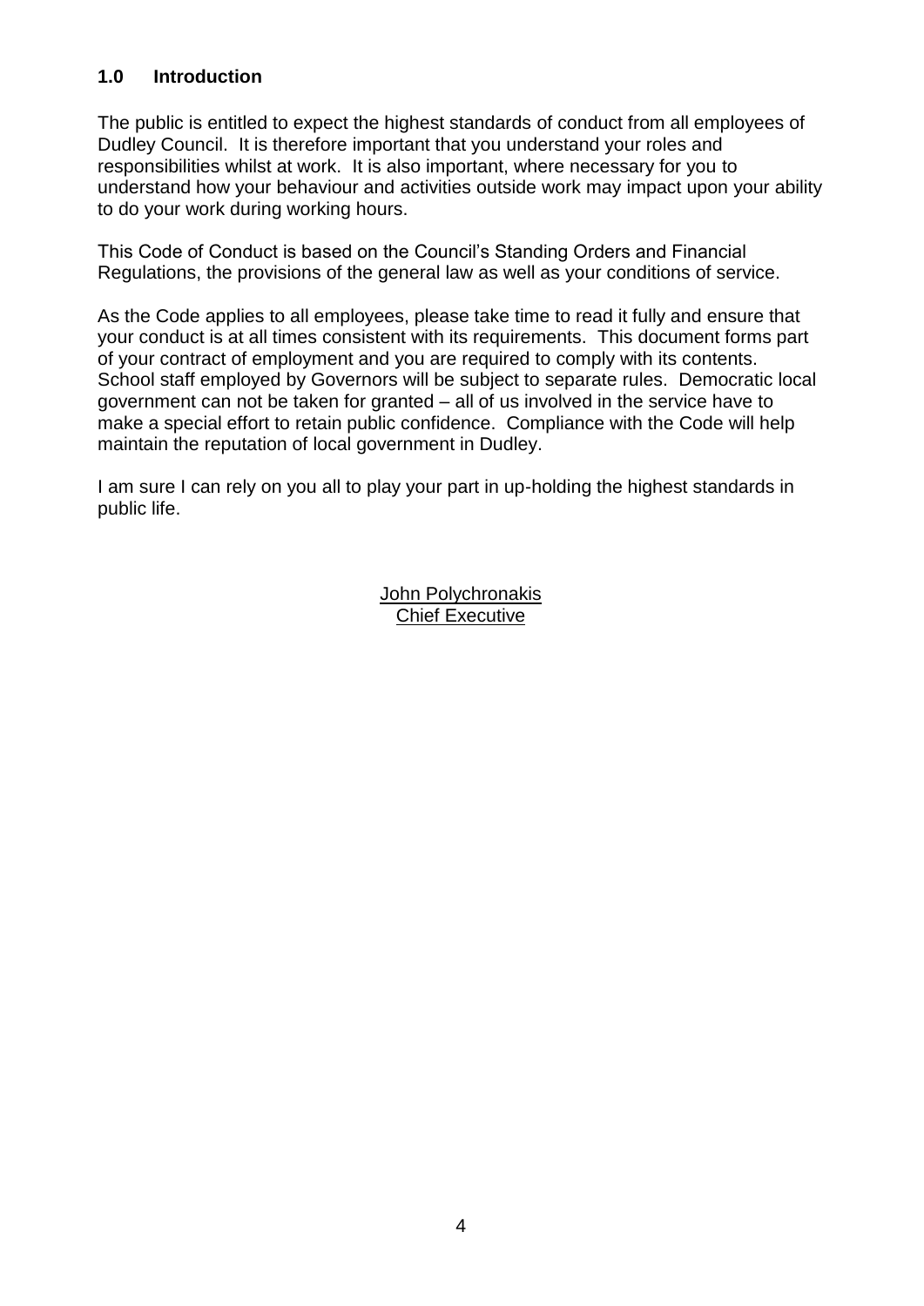## 1.0 Introduction

The public is entitled to expect the highest standards of conduct from all employees of Dudley Council. It is therefore important that you understand your roles and responsibilities whilst at work. It is also important, where necessary for you to understand how your behaviour and activities outside work may impact upon your ability to do your work during working hours.

This Code of Conduct is based on the Council's Standing Orders and Financial Regulations, the provisions of the general law as well as your conditions of service.

As the Code applies to all employees, please take time to read it fully and ensure that your conduct is at all times consistent with its requirements. This document forms part of your contract of employment and you are required to comply with its contents. School staff employed by Governors will be subject to separate rules. Democratic local government can not be taken for granted – all of us involved in the service have to make a special effort to retain public confidence. Compliance with the Code will help maintain the reputation of local government in Dudley.

I am sure I can rely on you all to play your part in up-holding the highest standards in public life.

John Polychronakis
Chief Executive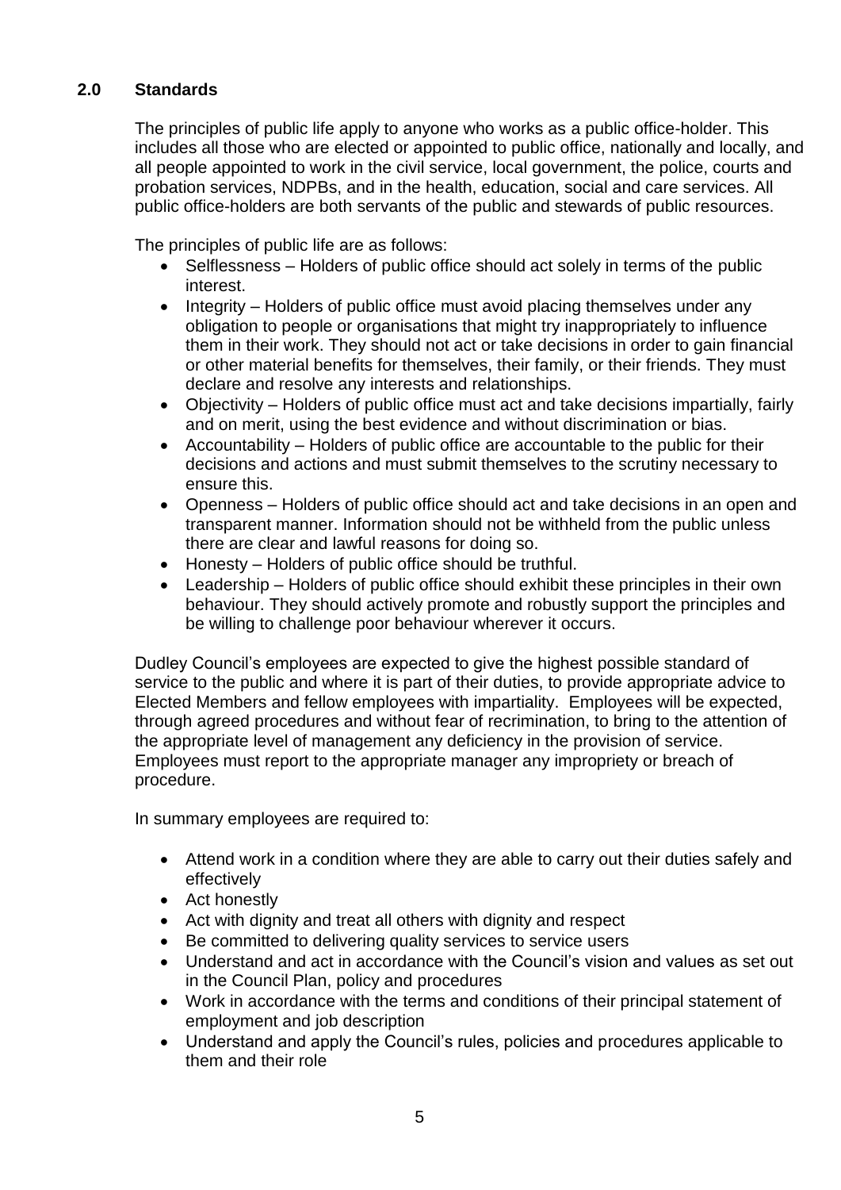## 2.0 Standards

The principles of public life apply to anyone who works as a public office-holder. This includes all those who are elected or appointed to public office, nationally and locally, and all people appointed to work in the civil service, local government, the police, courts and probation services, NDPBs, and in the health, education, social and care services. All public office-holders are both servants of the public and stewards of public resources.

The principles of public life are as follows:

- Selflessness – Holders of public office should act solely in terms of the public interest.
- Integrity – Holders of public office must avoid placing themselves under any obligation to people or organisations that might try inappropriately to influence them in their work. They should not act or take decisions in order to gain financial or other material benefits for themselves, their family, or their friends. They must declare and resolve any interests and relationships.
- Objectivity – Holders of public office must act and take decisions impartially, fairly and on merit, using the best evidence and without discrimination or bias.
- Accountability – Holders of public office are accountable to the public for their decisions and actions and must submit themselves to the scrutiny necessary to ensure this.
- Openness – Holders of public office should act and take decisions in an open and transparent manner. Information should not be withheld from the public unless there are clear and lawful reasons for doing so.
- Honesty – Holders of public office should be truthful.
- Leadership – Holders of public office should exhibit these principles in their own behaviour. They should actively promote and robustly support the principles and be willing to challenge poor behaviour wherever it occurs.

Dudley Council's employees are expected to give the highest possible standard of service to the public and where it is part of their duties, to provide appropriate advice to Elected Members and fellow employees with impartiality. Employees will be expected, through agreed procedures and without fear of recrimination, to bring to the attention of the appropriate level of management any deficiency in the provision of service. Employees must report to the appropriate manager any impropriety or breach of procedure.

In summary employees are required to:

- Attend work in a condition where they are able to carry out their duties safely and effectively
- Act honestly
- Act with dignity and treat all others with dignity and respect
- Be committed to delivering quality services to service users
- Understand and act in accordance with the Council's vision and values as set out in the Council Plan, policy and procedures
- Work in accordance with the terms and conditions of their principal statement of employment and job description
- Understand and apply the Council's rules, policies and procedures applicable to them and their role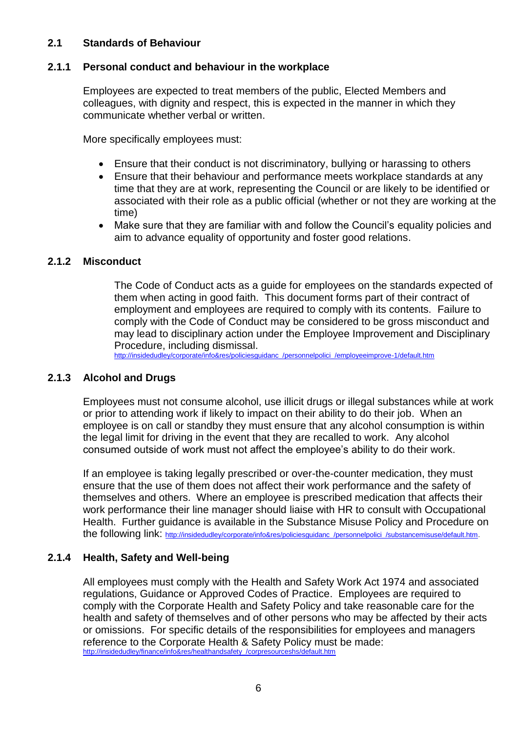## 2.1 Standards of Behaviour

### 2.1.1 Personal conduct and behaviour in the workplace

Employees are expected to treat members of the public, Elected Members and colleagues, with dignity and respect, this is expected in the manner in which they communicate whether verbal or written.

More specifically employees must:

- Ensure that their conduct is not discriminatory, bullying or harassing to others
- Ensure that their behaviour and performance meets workplace standards at any time that they are at work, representing the Council or are likely to be identified or associated with their role as a public official (whether or not they are working at the time)
- Make sure that they are familiar with and follow the Council's equality policies and aim to advance equality of opportunity and foster good relations.

### 2.1.2 Misconduct

The Code of Conduct acts as a guide for employees on the standards expected of them when acting in good faith. This document forms part of their contract of employment and employees are required to comply with its contents. Failure to comply with the Code of Conduct may be considered to be gross misconduct and may lead to disciplinary action under the Employee Improvement and Disciplinary Procedure, including dismissal.
http://insidedudley/corporate/info&res/policiesguidanc_/personnelpolici_/employeeimprove-1/default.htm

### 2.1.3 Alcohol and Drugs

Employees must not consume alcohol, use illicit drugs or illegal substances while at work or prior to attending work if likely to impact on their ability to do their job. When an employee is on call or standby they must ensure that any alcohol consumption is within the legal limit for driving in the event that they are recalled to work. Any alcohol consumed outside of work must not affect the employee's ability to do their work.

If an employee is taking legally prescribed or over-the-counter medication, they must ensure that the use of them does not affect their work performance and the safety of themselves and others. Where an employee is prescribed medication that affects their work performance their line manager should liaise with HR to consult with Occupational Health. Further guidance is available in the Substance Misuse Policy and Procedure on the following link: http://insidedudley/corporate/info&res/policiesguidanc_/personnelpolici_/substancemisuse/default.htm.

### 2.1.4 Health, Safety and Well-being

All employees must comply with the Health and Safety Work Act 1974 and associated regulations, Guidance or Approved Codes of Practice. Employees are required to comply with the Corporate Health and Safety Policy and take reasonable care for the health and safety of themselves and of other persons who may be affected by their acts or omissions. For specific details of the responsibilities for employees and managers reference to the Corporate Health & Safety Policy must be made:
http://insidedudley/finance/info&res/healthandsafety_/corpresourceshs/default.htm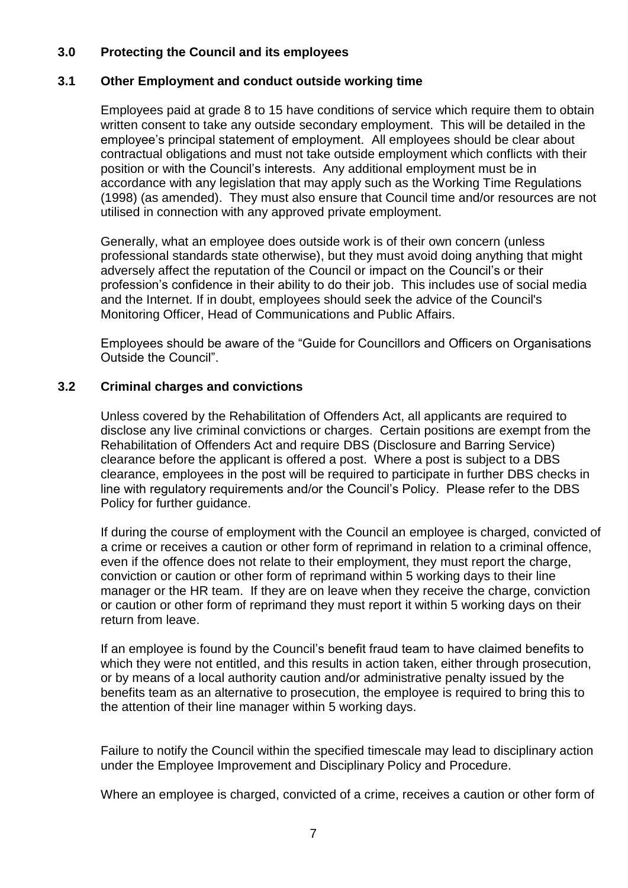## 3.0 Protecting the Council and its employees

### 3.1 Other Employment and conduct outside working time

Employees paid at grade 8 to 15 have conditions of service which require them to obtain written consent to take any outside secondary employment. This will be detailed in the employee's principal statement of employment. All employees should be clear about contractual obligations and must not take outside employment which conflicts with their position or with the Council's interests. Any additional employment must be in accordance with any legislation that may apply such as the Working Time Regulations (1998) (as amended). They must also ensure that Council time and/or resources are not utilised in connection with any approved private employment.

Generally, what an employee does outside work is of their own concern (unless professional standards state otherwise), but they must avoid doing anything that might adversely affect the reputation of the Council or impact on the Council's or their profession's confidence in their ability to do their job. This includes use of social media and the Internet. If in doubt, employees should seek the advice of the Council's Monitoring Officer, Head of Communications and Public Affairs.

Employees should be aware of the "Guide for Councillors and Officers on Organisations Outside the Council".

### 3.2 Criminal charges and convictions

Unless covered by the Rehabilitation of Offenders Act, all applicants are required to disclose any live criminal convictions or charges. Certain positions are exempt from the Rehabilitation of Offenders Act and require DBS (Disclosure and Barring Service) clearance before the applicant is offered a post. Where a post is subject to a DBS clearance, employees in the post will be required to participate in further DBS checks in line with regulatory requirements and/or the Council's Policy. Please refer to the DBS Policy for further guidance.

If during the course of employment with the Council an employee is charged, convicted of a crime or receives a caution or other form of reprimand in relation to a criminal offence, even if the offence does not relate to their employment, they must report the charge, conviction or caution or other form of reprimand within 5 working days to their line manager or the HR team. If they are on leave when they receive the charge, conviction or caution or other form of reprimand they must report it within 5 working days on their return from leave.

If an employee is found by the Council's benefit fraud team to have claimed benefits to which they were not entitled, and this results in action taken, either through prosecution, or by means of a local authority caution and/or administrative penalty issued by the benefits team as an alternative to prosecution, the employee is required to bring this to the attention of their line manager within 5 working days.

Failure to notify the Council within the specified timescale may lead to disciplinary action under the Employee Improvement and Disciplinary Policy and Procedure.

Where an employee is charged, convicted of a crime, receives a caution or other form of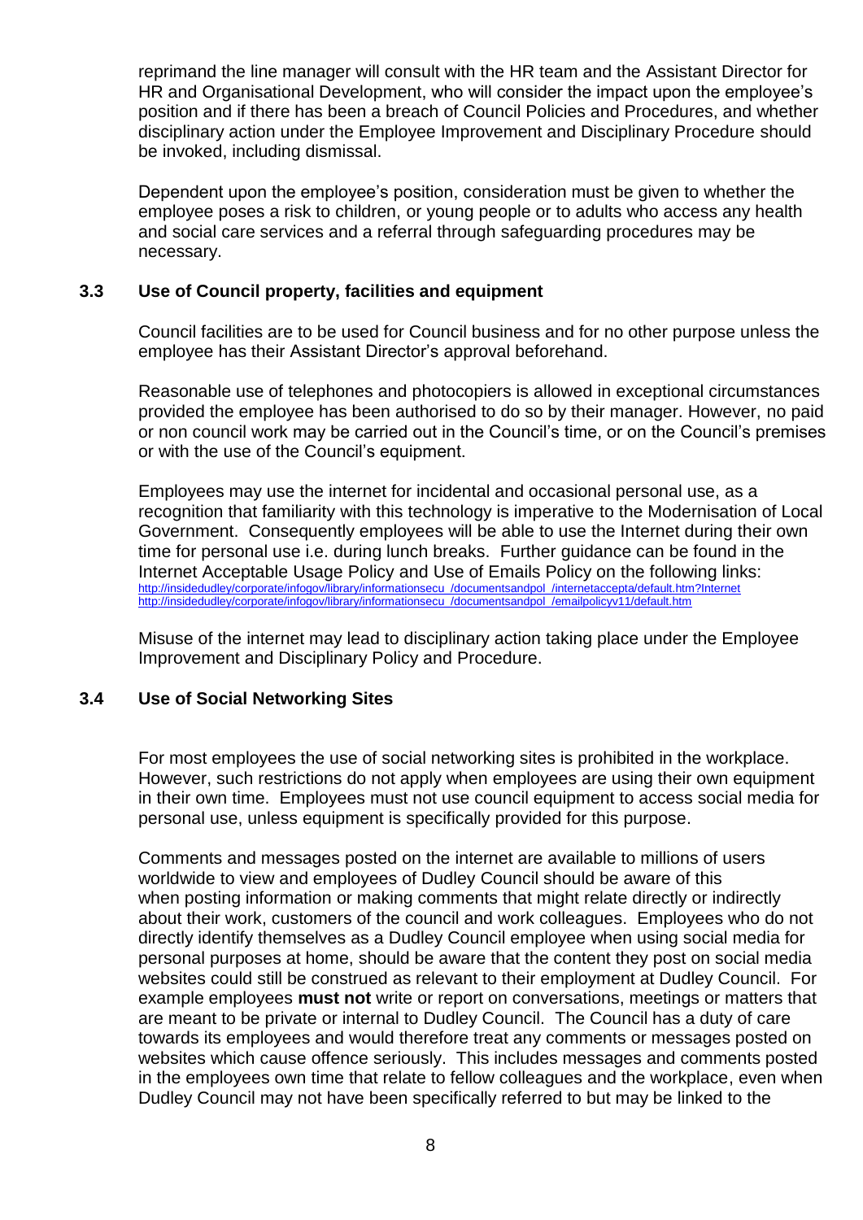reprimand the line manager will consult with the HR team and the Assistant Director for HR and Organisational Development, who will consider the impact upon the employee's position and if there has been a breach of Council Policies and Procedures, and whether disciplinary action under the Employee Improvement and Disciplinary Procedure should be invoked, including dismissal.

Dependent upon the employee's position, consideration must be given to whether the employee poses a risk to children, or young people or to adults who access any health and social care services and a referral through safeguarding procedures may be necessary.

### 3.3 Use of Council property, facilities and equipment

Council facilities are to be used for Council business and for no other purpose unless the employee has their Assistant Director's approval beforehand.

Reasonable use of telephones and photocopiers is allowed in exceptional circumstances provided the employee has been authorised to do so by their manager. However, no paid or non council work may be carried out in the Council's time, or on the Council's premises or with the use of the Council's equipment.

Employees may use the internet for incidental and occasional personal use, as a recognition that familiarity with this technology is imperative to the Modernisation of Local Government. Consequently employees will be able to use the Internet during their own time for personal use i.e. during lunch breaks. Further guidance can be found in the Internet Acceptable Usage Policy and Use of Emails Policy on the following links:
http://insidedudley/corporate/infogov/library/informationsecu_/documentsandpol_/internetaccepta/default.htm?Internet
http://insidedudley/corporate/infogov/library/informationsecu_/documentsandpol_/emailpolicyv11/default.htm

Misuse of the internet may lead to disciplinary action taking place under the Employee Improvement and Disciplinary Policy and Procedure.

### 3.4 Use of Social Networking Sites

For most employees the use of social networking sites is prohibited in the workplace. However, such restrictions do not apply when employees are using their own equipment in their own time. Employees must not use council equipment to access social media for personal use, unless equipment is specifically provided for this purpose.

Comments and messages posted on the internet are available to millions of users worldwide to view and employees of Dudley Council should be aware of this when posting information or making comments that might relate directly or indirectly about their work, customers of the council and work colleagues. Employees who do not directly identify themselves as a Dudley Council employee when using social media for personal purposes at home, should be aware that the content they post on social media websites could still be construed as relevant to their employment at Dudley Council. For example employees **must not** write or report on conversations, meetings or matters that are meant to be private or internal to Dudley Council. The Council has a duty of care towards its employees and would therefore treat any comments or messages posted on websites which cause offence seriously. This includes messages and comments posted in the employees own time that relate to fellow colleagues and the workplace, even when Dudley Council may not have been specifically referred to but may be linked to the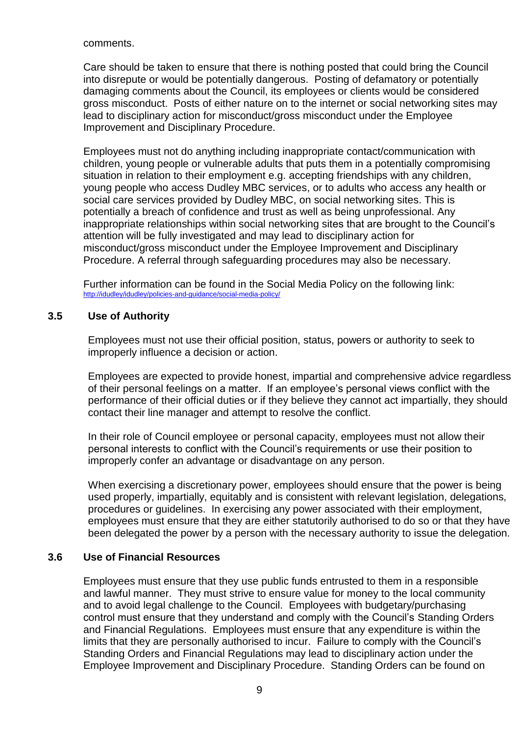comments.

Care should be taken to ensure that there is nothing posted that could bring the Council into disrepute or would be potentially dangerous. Posting of defamatory or potentially damaging comments about the Council, its employees or clients would be considered gross misconduct. Posts of either nature on to the internet or social networking sites may lead to disciplinary action for misconduct/gross misconduct under the Employee Improvement and Disciplinary Procedure.

Employees must not do anything including inappropriate contact/communication with children, young people or vulnerable adults that puts them in a potentially compromising situation in relation to their employment e.g. accepting friendships with any children, young people who access Dudley MBC services, or to adults who access any health or social care services provided by Dudley MBC, on social networking sites. This is potentially a breach of confidence and trust as well as being unprofessional. Any inappropriate relationships within social networking sites that are brought to the Council's attention will be fully investigated and may lead to disciplinary action for misconduct/gross misconduct under the Employee Improvement and Disciplinary Procedure. A referral through safeguarding procedures may also be necessary.

Further information can be found in the Social Media Policy on the following link: http://idudley/idudley/policies-and-guidance/social-media-policy/

### 3.5 Use of Authority

Employees must not use their official position, status, powers or authority to seek to improperly influence a decision or action.

Employees are expected to provide honest, impartial and comprehensive advice regardless of their personal feelings on a matter. If an employee's personal views conflict with the performance of their official duties or if they believe they cannot act impartially, they should contact their line manager and attempt to resolve the conflict.

In their role of Council employee or personal capacity, employees must not allow their personal interests to conflict with the Council's requirements or use their position to improperly confer an advantage or disadvantage on any person.

When exercising a discretionary power, employees should ensure that the power is being used properly, impartially, equitably and is consistent with relevant legislation, delegations, procedures or guidelines. In exercising any power associated with their employment, employees must ensure that they are either statutorily authorised to do so or that they have been delegated the power by a person with the necessary authority to issue the delegation.

### 3.6 Use of Financial Resources

Employees must ensure that they use public funds entrusted to them in a responsible and lawful manner. They must strive to ensure value for money to the local community and to avoid legal challenge to the Council. Employees with budgetary/purchasing control must ensure that they understand and comply with the Council's Standing Orders and Financial Regulations. Employees must ensure that any expenditure is within the limits that they are personally authorised to incur. Failure to comply with the Council's Standing Orders and Financial Regulations may lead to disciplinary action under the Employee Improvement and Disciplinary Procedure. Standing Orders can be found on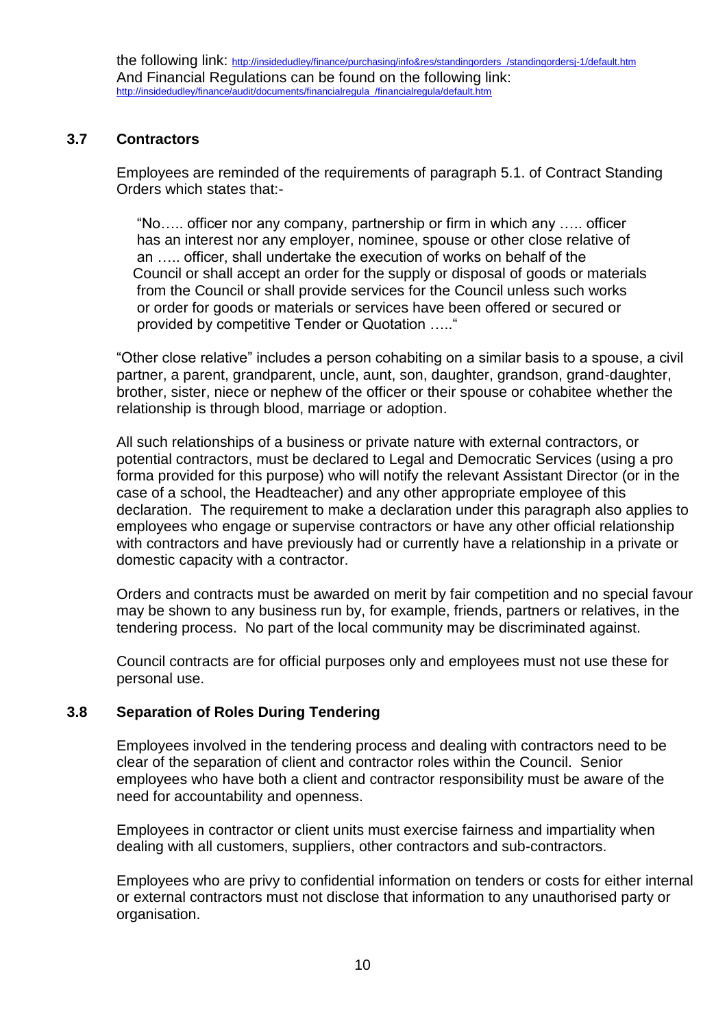the following link: http://insidedudley/finance/purchasing/info&res/standingorders_/standingordersj-1/default.htm
And Financial Regulations can be found on the following link:
http://insidedudley/finance/audit/documents/financialregula_/financialregula/default.htm

### 3.7 Contractors

Employees are reminded of the requirements of paragraph 5.1. of Contract Standing Orders which states that:-

> "No….. officer nor any company, partnership or firm in which any ….. officer has an interest nor any employer, nominee, spouse or other close relative of an ….. officer, shall undertake the execution of works on behalf of the Council or shall accept an order for the supply or disposal of goods or materials from the Council or shall provide services for the Council unless such works or order for goods or materials or services have been offered or secured or provided by competitive Tender or Quotation ….."

"Other close relative" includes a person cohabiting on a similar basis to a spouse, a civil partner, a parent, grandparent, uncle, aunt, son, daughter, grandson, grand-daughter, brother, sister, niece or nephew of the officer or their spouse or cohabitee whether the relationship is through blood, marriage or adoption.

All such relationships of a business or private nature with external contractors, or potential contractors, must be declared to Legal and Democratic Services (using a pro forma provided for this purpose) who will notify the relevant Assistant Director (or in the case of a school, the Headteacher) and any other appropriate employee of this declaration. The requirement to make a declaration under this paragraph also applies to employees who engage or supervise contractors or have any other official relationship with contractors and have previously had or currently have a relationship in a private or domestic capacity with a contractor.

Orders and contracts must be awarded on merit by fair competition and no special favour may be shown to any business run by, for example, friends, partners or relatives, in the tendering process. No part of the local community may be discriminated against.

Council contracts are for official purposes only and employees must not use these for personal use.

### 3.8 Separation of Roles During Tendering

Employees involved in the tendering process and dealing with contractors need to be clear of the separation of client and contractor roles within the Council. Senior employees who have both a client and contractor responsibility must be aware of the need for accountability and openness.

Employees in contractor or client units must exercise fairness and impartiality when dealing with all customers, suppliers, other contractors and sub-contractors.

Employees who are privy to confidential information on tenders or costs for either internal or external contractors must not disclose that information to any unauthorised party or organisation.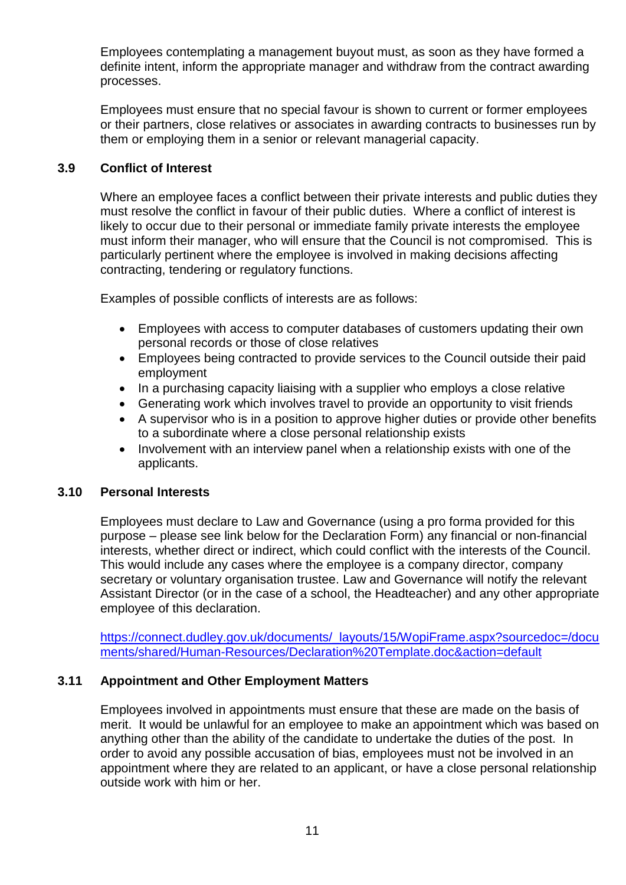Employees contemplating a management buyout must, as soon as they have formed a definite intent, inform the appropriate manager and withdraw from the contract awarding processes.

Employees must ensure that no special favour is shown to current or former employees or their partners, close relatives or associates in awarding contracts to businesses run by them or employing them in a senior or relevant managerial capacity.

### 3.9 Conflict of Interest

Where an employee faces a conflict between their private interests and public duties they must resolve the conflict in favour of their public duties. Where a conflict of interest is likely to occur due to their personal or immediate family private interests the employee must inform their manager, who will ensure that the Council is not compromised. This is particularly pertinent where the employee is involved in making decisions affecting contracting, tendering or regulatory functions.

Examples of possible conflicts of interests are as follows:

- Employees with access to computer databases of customers updating their own personal records or those of close relatives
- Employees being contracted to provide services to the Council outside their paid employment
- In a purchasing capacity liaising with a supplier who employs a close relative
- Generating work which involves travel to provide an opportunity to visit friends
- A supervisor who is in a position to approve higher duties or provide other benefits to a subordinate where a close personal relationship exists
- Involvement with an interview panel when a relationship exists with one of the applicants.

### 3.10 Personal Interests

Employees must declare to Law and Governance (using a pro forma provided for this purpose – please see link below for the Declaration Form) any financial or non-financial interests, whether direct or indirect, which could conflict with the interests of the Council. This would include any cases where the employee is a company director, company secretary or voluntary organisation trustee. Law and Governance will notify the relevant Assistant Director (or in the case of a school, the Headteacher) and any other appropriate employee of this declaration.

https://connect.dudley.gov.uk/documents/_layouts/15/WopiFrame.aspx?sourcedoc=/documents/shared/Human-Resources/Declaration%20Template.doc&action=default

### 3.11 Appointment and Other Employment Matters

Employees involved in appointments must ensure that these are made on the basis of merit. It would be unlawful for an employee to make an appointment which was based on anything other than the ability of the candidate to undertake the duties of the post. In order to avoid any possible accusation of bias, employees must not be involved in an appointment where they are related to an applicant, or have a close personal relationship outside work with him or her.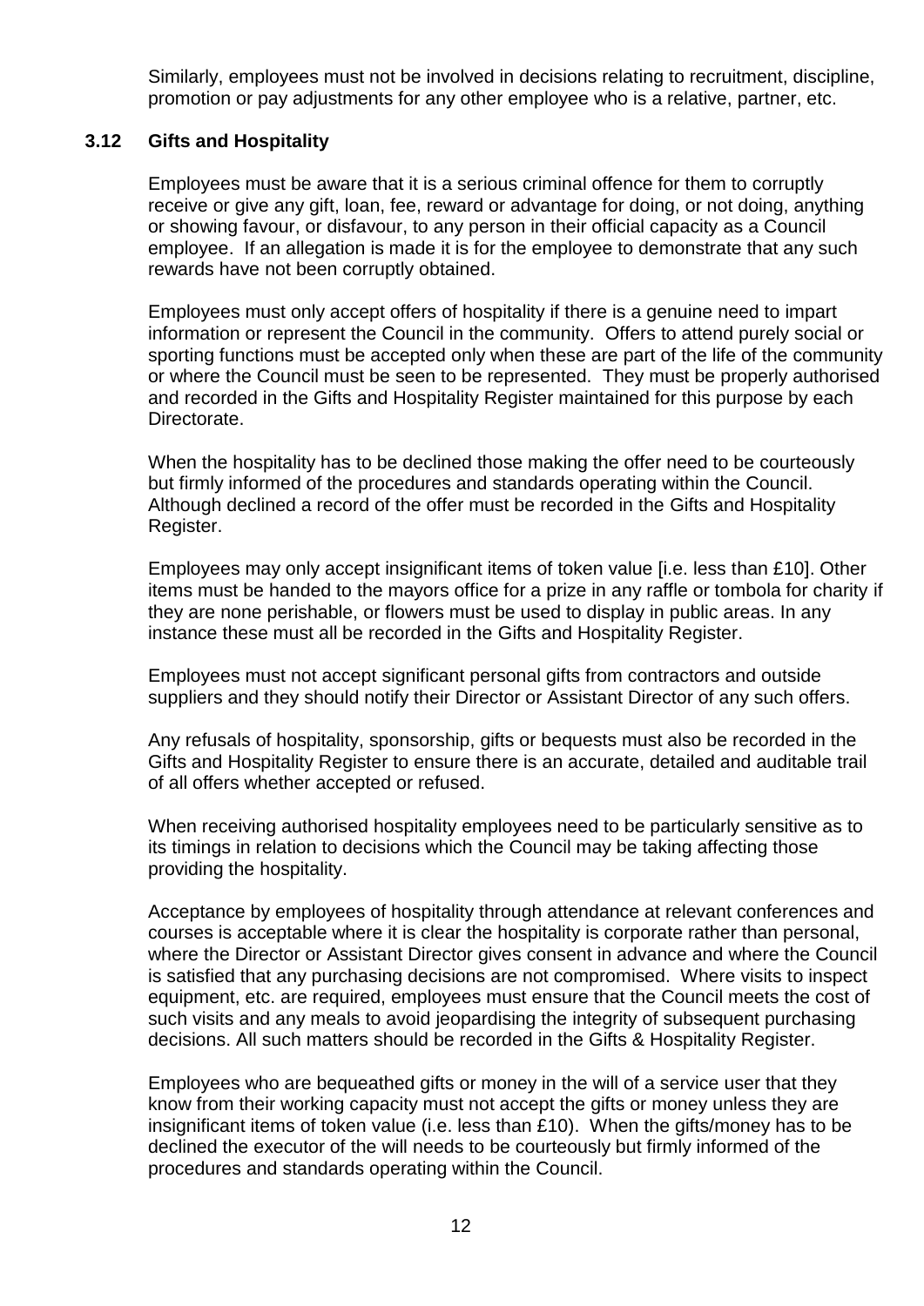Similarly, employees must not be involved in decisions relating to recruitment, discipline, promotion or pay adjustments for any other employee who is a relative, partner, etc.

### 3.12 Gifts and Hospitality

Employees must be aware that it is a serious criminal offence for them to corruptly receive or give any gift, loan, fee, reward or advantage for doing, or not doing, anything or showing favour, or disfavour, to any person in their official capacity as a Council employee. If an allegation is made it is for the employee to demonstrate that any such rewards have not been corruptly obtained.

Employees must only accept offers of hospitality if there is a genuine need to impart information or represent the Council in the community. Offers to attend purely social or sporting functions must be accepted only when these are part of the life of the community or where the Council must be seen to be represented. They must be properly authorised and recorded in the Gifts and Hospitality Register maintained for this purpose by each Directorate.

When the hospitality has to be declined those making the offer need to be courteously but firmly informed of the procedures and standards operating within the Council. Although declined a record of the offer must be recorded in the Gifts and Hospitality Register.

Employees may only accept insignificant items of token value [i.e. less than £10]. Other items must be handed to the mayors office for a prize in any raffle or tombola for charity if they are none perishable, or flowers must be used to display in public areas. In any instance these must all be recorded in the Gifts and Hospitality Register.

Employees must not accept significant personal gifts from contractors and outside suppliers and they should notify their Director or Assistant Director of any such offers.

Any refusals of hospitality, sponsorship, gifts or bequests must also be recorded in the Gifts and Hospitality Register to ensure there is an accurate, detailed and auditable trail of all offers whether accepted or refused.

When receiving authorised hospitality employees need to be particularly sensitive as to its timings in relation to decisions which the Council may be taking affecting those providing the hospitality.

Acceptance by employees of hospitality through attendance at relevant conferences and courses is acceptable where it is clear the hospitality is corporate rather than personal, where the Director or Assistant Director gives consent in advance and where the Council is satisfied that any purchasing decisions are not compromised. Where visits to inspect equipment, etc. are required, employees must ensure that the Council meets the cost of such visits and any meals to avoid jeopardising the integrity of subsequent purchasing decisions. All such matters should be recorded in the Gifts & Hospitality Register.

Employees who are bequeathed gifts or money in the will of a service user that they know from their working capacity must not accept the gifts or money unless they are insignificant items of token value (i.e. less than £10). When the gifts/money has to be declined the executor of the will needs to be courteously but firmly informed of the procedures and standards operating within the Council.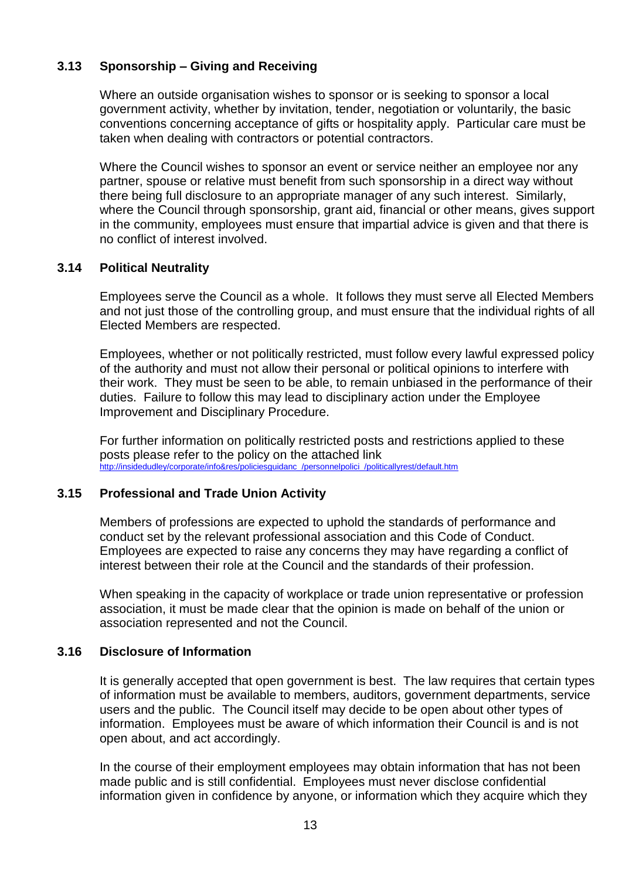### 3.13 Sponsorship – Giving and Receiving

Where an outside organisation wishes to sponsor or is seeking to sponsor a local government activity, whether by invitation, tender, negotiation or voluntarily, the basic conventions concerning acceptance of gifts or hospitality apply. Particular care must be taken when dealing with contractors or potential contractors.

Where the Council wishes to sponsor an event or service neither an employee nor any partner, spouse or relative must benefit from such sponsorship in a direct way without there being full disclosure to an appropriate manager of any such interest. Similarly, where the Council through sponsorship, grant aid, financial or other means, gives support in the community, employees must ensure that impartial advice is given and that there is no conflict of interest involved.

### 3.14 Political Neutrality

Employees serve the Council as a whole. It follows they must serve all Elected Members and not just those of the controlling group, and must ensure that the individual rights of all Elected Members are respected.

Employees, whether or not politically restricted, must follow every lawful expressed policy of the authority and must not allow their personal or political opinions to interfere with their work. They must be seen to be able, to remain unbiased in the performance of their duties. Failure to follow this may lead to disciplinary action under the Employee Improvement and Disciplinary Procedure.

For further information on politically restricted posts and restrictions applied to these posts please refer to the policy on the attached link
http://insidedudley/corporate/info&res/policiesguidanc_/personnelpolici_/politicallyrest/default.htm

### 3.15 Professional and Trade Union Activity

Members of professions are expected to uphold the standards of performance and conduct set by the relevant professional association and this Code of Conduct. Employees are expected to raise any concerns they may have regarding a conflict of interest between their role at the Council and the standards of their profession.

When speaking in the capacity of workplace or trade union representative or profession association, it must be made clear that the opinion is made on behalf of the union or association represented and not the Council.

### 3.16 Disclosure of Information

It is generally accepted that open government is best. The law requires that certain types of information must be available to members, auditors, government departments, service users and the public. The Council itself may decide to be open about other types of information. Employees must be aware of which information their Council is and is not open about, and act accordingly.

In the course of their employment employees may obtain information that has not been made public and is still confidential. Employees must never disclose confidential information given in confidence by anyone, or information which they acquire which they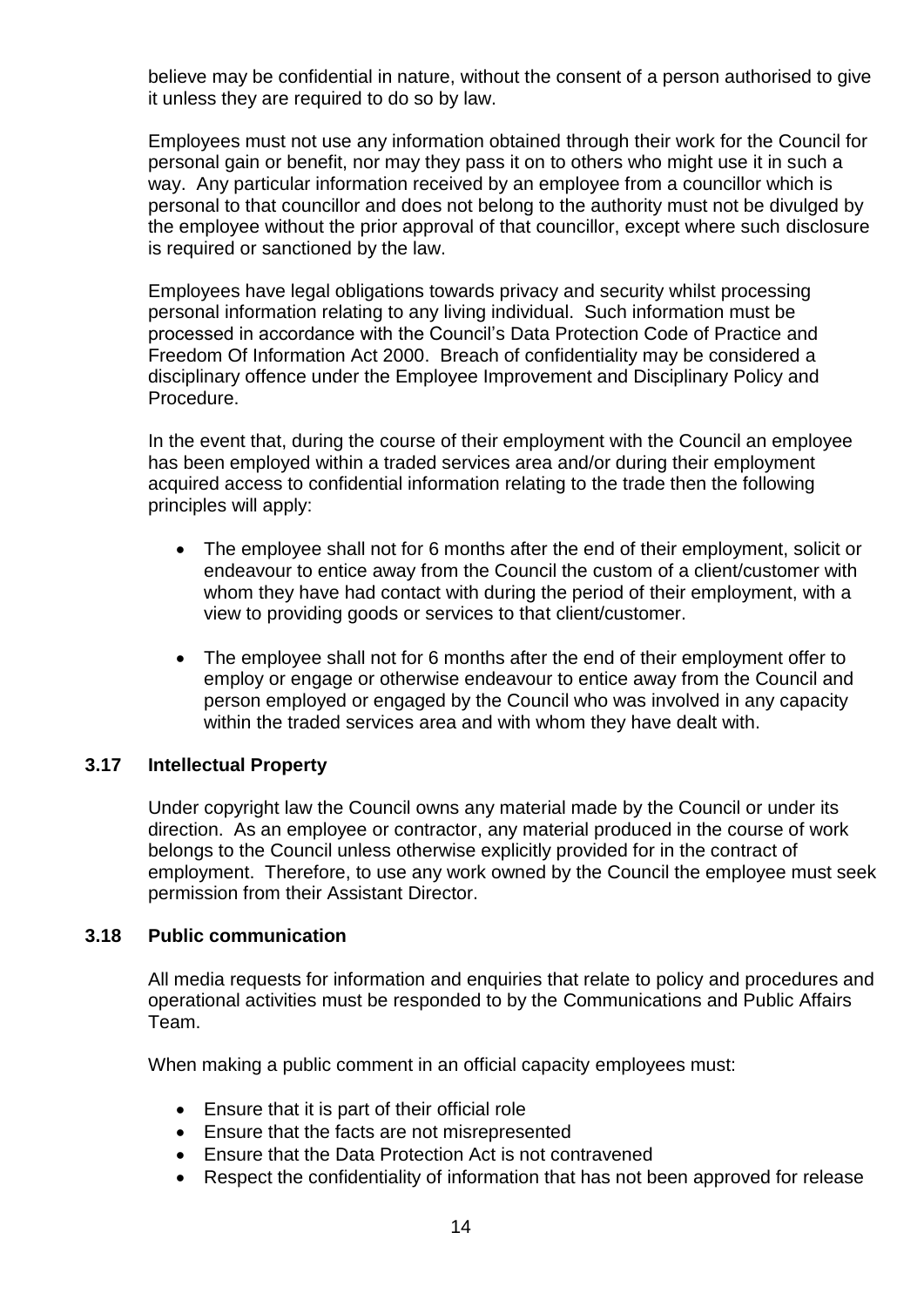believe may be confidential in nature, without the consent of a person authorised to give it unless they are required to do so by law.

Employees must not use any information obtained through their work for the Council for personal gain or benefit, nor may they pass it on to others who might use it in such a way. Any particular information received by an employee from a councillor which is personal to that councillor and does not belong to the authority must not be divulged by the employee without the prior approval of that councillor, except where such disclosure is required or sanctioned by the law.

Employees have legal obligations towards privacy and security whilst processing personal information relating to any living individual. Such information must be processed in accordance with the Council's Data Protection Code of Practice and Freedom Of Information Act 2000. Breach of confidentiality may be considered a disciplinary offence under the Employee Improvement and Disciplinary Policy and Procedure.

In the event that, during the course of their employment with the Council an employee has been employed within a traded services area and/or during their employment acquired access to confidential information relating to the trade then the following principles will apply:

- The employee shall not for 6 months after the end of their employment, solicit or endeavour to entice away from the Council the custom of a client/customer with whom they have had contact with during the period of their employment, with a view to providing goods or services to that client/customer.
- The employee shall not for 6 months after the end of their employment offer to employ or engage or otherwise endeavour to entice away from the Council and person employed or engaged by the Council who was involved in any capacity within the traded services area and with whom they have dealt with.

### 3.17 Intellectual Property

Under copyright law the Council owns any material made by the Council or under its direction. As an employee or contractor, any material produced in the course of work belongs to the Council unless otherwise explicitly provided for in the contract of employment. Therefore, to use any work owned by the Council the employee must seek permission from their Assistant Director.

### 3.18 Public communication

All media requests for information and enquiries that relate to policy and procedures and operational activities must be responded to by the Communications and Public Affairs Team.

When making a public comment in an official capacity employees must:

- Ensure that it is part of their official role
- Ensure that the facts are not misrepresented
- Ensure that the Data Protection Act is not contravened
- Respect the confidentiality of information that has not been approved for release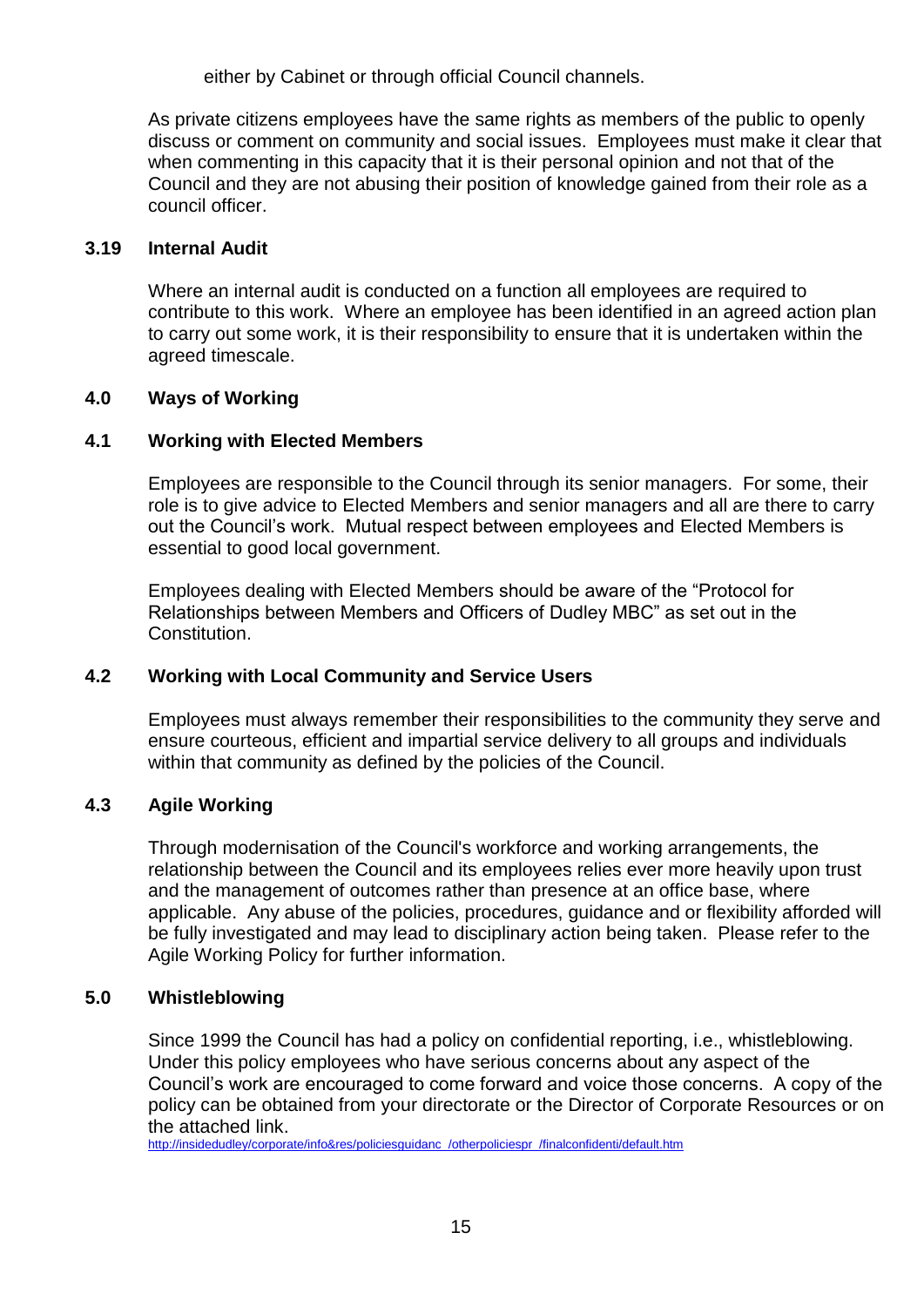either by Cabinet or through official Council channels.

As private citizens employees have the same rights as members of the public to openly discuss or comment on community and social issues. Employees must make it clear that when commenting in this capacity that it is their personal opinion and not that of the Council and they are not abusing their position of knowledge gained from their role as a council officer.

### 3.19 Internal Audit

Where an internal audit is conducted on a function all employees are required to contribute to this work. Where an employee has been identified in an agreed action plan to carry out some work, it is their responsibility to ensure that it is undertaken within the agreed timescale.

## 4.0 Ways of Working

### 4.1 Working with Elected Members

Employees are responsible to the Council through its senior managers. For some, their role is to give advice to Elected Members and senior managers and all are there to carry out the Council's work. Mutual respect between employees and Elected Members is essential to good local government.

Employees dealing with Elected Members should be aware of the "Protocol for Relationships between Members and Officers of Dudley MBC" as set out in the Constitution.

### 4.2 Working with Local Community and Service Users

Employees must always remember their responsibilities to the community they serve and ensure courteous, efficient and impartial service delivery to all groups and individuals within that community as defined by the policies of the Council.

### 4.3 Agile Working

Through modernisation of the Council's workforce and working arrangements, the relationship between the Council and its employees relies ever more heavily upon trust and the management of outcomes rather than presence at an office base, where applicable. Any abuse of the policies, procedures, guidance and or flexibility afforded will be fully investigated and may lead to disciplinary action being taken. Please refer to the Agile Working Policy for further information.

## 5.0 Whistleblowing

Since 1999 the Council has had a policy on confidential reporting, i.e., whistleblowing. Under this policy employees who have serious concerns about any aspect of the Council's work are encouraged to come forward and voice those concerns. A copy of the policy can be obtained from your directorate or the Director of Corporate Resources or on the attached link.
http://insidedudley/corporate/info&res/policiesguidanc_/otherpoliciespr_/finalconfidenti/default.htm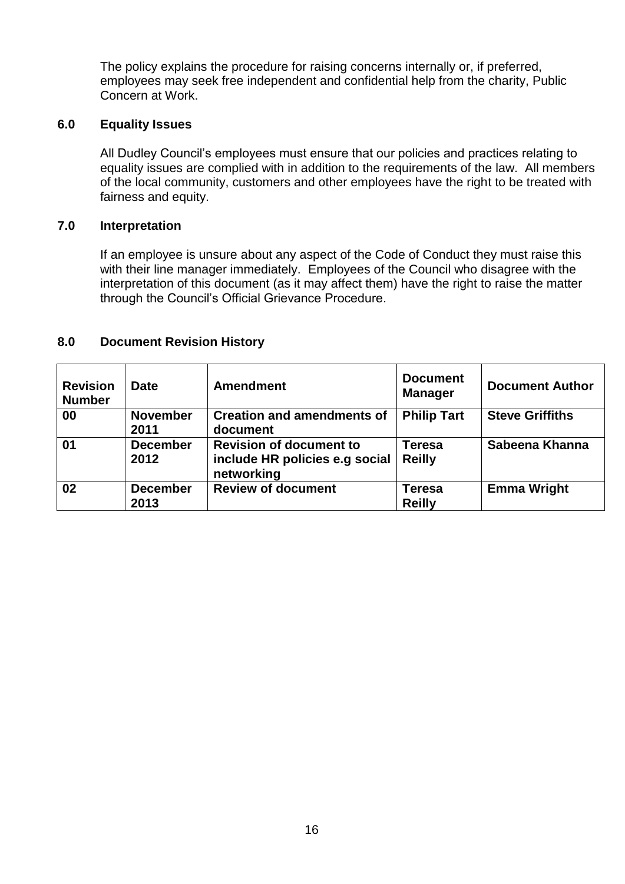The policy explains the procedure for raising concerns internally or, if preferred, employees may seek free independent and confidential help from the charity, Public Concern at Work.

## 6.0 Equality Issues

All Dudley Council's employees must ensure that our policies and practices relating to equality issues are complied with in addition to the requirements of the law. All members of the local community, customers and other employees have the right to be treated with fairness and equity.

## 7.0 Interpretation

If an employee is unsure about any aspect of the Code of Conduct they must raise this with their line manager immediately. Employees of the Council who disagree with the interpretation of this document (as it may affect them) have the right to raise the matter through the Council's Official Grievance Procedure.

## 8.0 Document Revision History

| Revision Number | Date | Amendment | Document Manager | Document Author |
|---|---|---|---|---|
| **00** | **November 2011** | **Creation and amendments of document** | **Philip Tart** | **Steve Griffiths** |
| **01** | **December 2012** | **Revision of document to include HR policies e.g social networking** | **Teresa Reilly** | **Sabeena Khanna** |
| **02** | **December 2013** | **Review of document** | **Teresa Reilly** | **Emma Wright** |